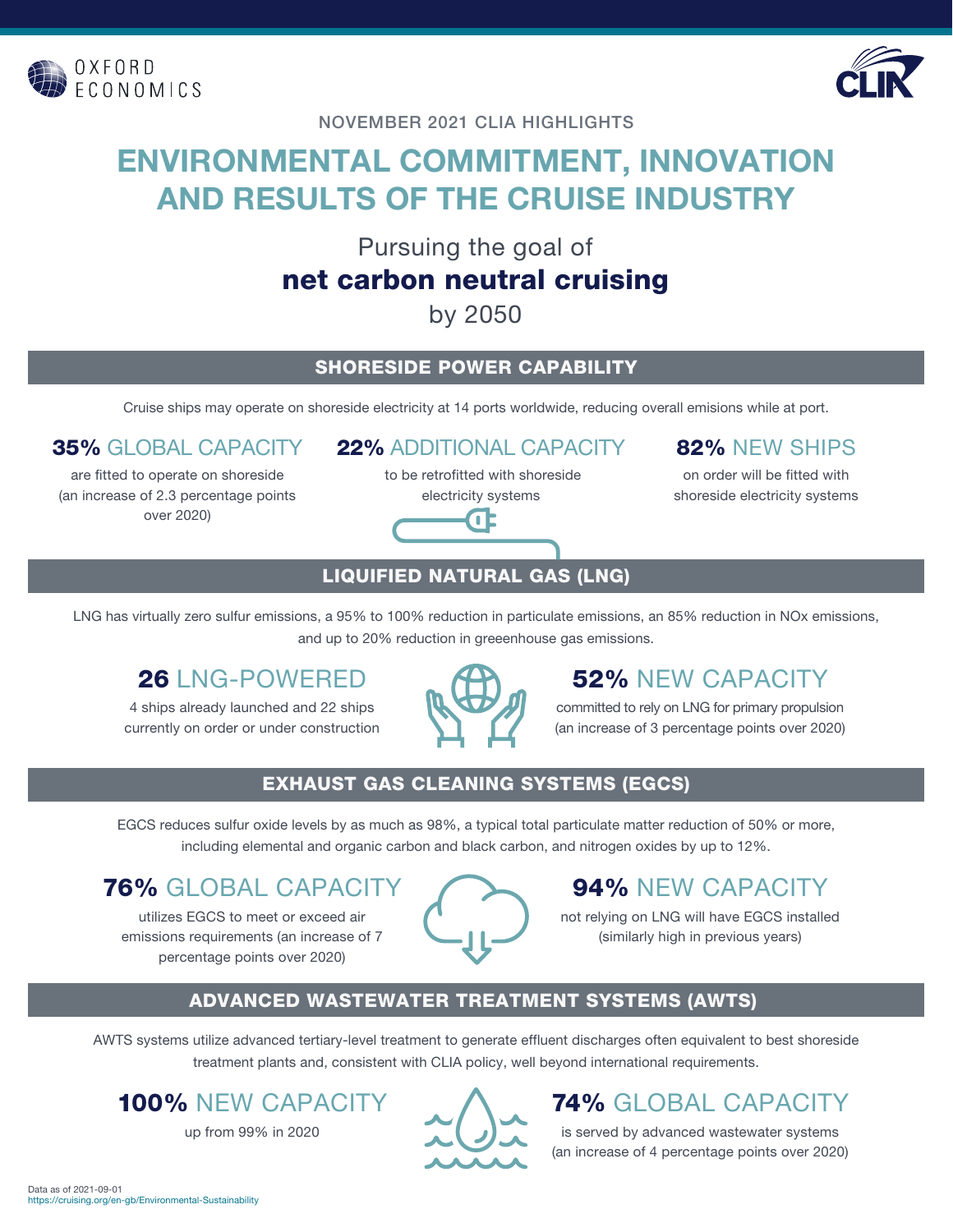OXFORD ECONOMICS

CLIA

NOVEMBER 2021 CLIA HIGHLIGHTS

# ENVIRONMENTAL COMMITMENT, INNOVATION AND RESULTS OF THE CRUISE INDUSTRY

Pursuing the goal of
**net carbon neutral cruising**
by 2050

## SHORESIDE POWER CAPABILITY

Cruise ships may operate on shoreside electricity at 14 ports worldwide, reducing overall emisions while at port.

**35%** GLOBAL CAPACITY
are fitted to operate on shoreside (an increase of 2.3 percentage points over 2020)

**22%** ADDITIONAL CAPACITY
to be retrofitted with shoreside electricity systems

**82%** NEW SHIPS
on order will be fitted with shoreside electricity systems

## LIQUIFIED NATURAL GAS (LNG)

LNG has virtually zero sulfur emissions, a 95% to 100% reduction in particulate emissions, an 85% reduction in NOx emissions, and up to 20% reduction in greeenhouse gas emissions.

**26** LNG-POWERED
4 ships already launched and 22 ships currently on order or under construction

**52%** NEW CAPACITY
committed to rely on LNG for primary propulsion (an increase of 3 percentage points over 2020)

## EXHAUST GAS CLEANING SYSTEMS (EGCS)

EGCS reduces sulfur oxide levels by as much as 98%, a typical total particulate matter reduction of 50% or more, including elemental and organic carbon and black carbon, and nitrogen oxides by up to 12%.

**76%** GLOBAL CAPACITY
utilizes EGCS to meet or exceed air emissions requirements (an increase of 7 percentage points over 2020)

**94%** NEW CAPACITY
not relying on LNG will have EGCS installed (similarly high in previous years)

## ADVANCED WASTEWATER TREATMENT SYSTEMS (AWTS)

AWTS systems utilize advanced tertiary-level treatment to generate effluent discharges often equivalent to best shoreside treatment plants and, consistent with CLIA policy, well beyond international requirements.

**100%** NEW CAPACITY
up from 99% in 2020

**74%** GLOBAL CAPACITY
is served by advanced wastewater systems (an increase of 4 percentage points over 2020)

Data as of 2021-09-01
https://cruising.org/en-gb/Environmental-Sustainability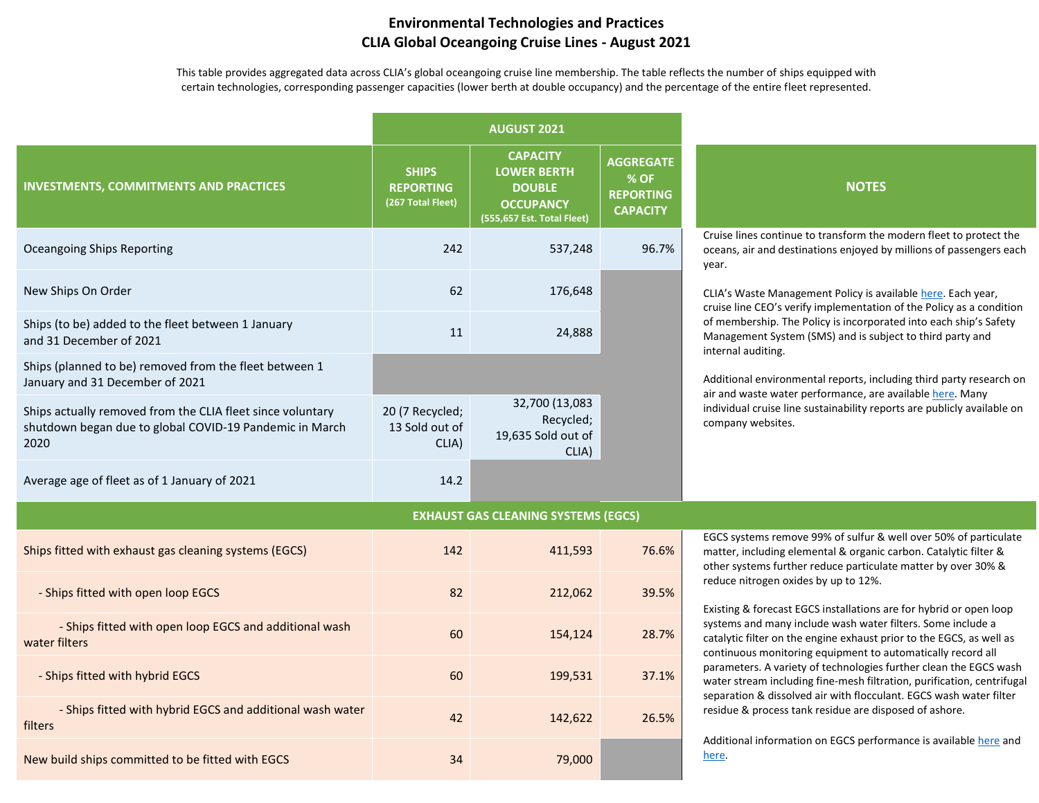## Environmental Technologies and Practices
## CLIA Global Oceangoing Cruise Lines - August 2021

This table provides aggregated data across CLIA's global oceangoing cruise line membership. The table reflects the number of ships equipped with certain technologies, corresponding passenger capacities (lower berth at double occupancy) and the percentage of the entire fleet represented.

| | AUGUST 2021 | | |
|---|---|---|---|
| **INVESTMENTS, COMMITMENTS AND PRACTICES** | **SHIPS REPORTING** (267 Total Fleet) | **CAPACITY LOWER BERTH DOUBLE OCCUPANCY** (555,657 Est. Total Fleet) | **AGGREGATE % OF REPORTING CAPACITY** |
| Oceangoing Ships Reporting | 242 | 537,248 | 96.7% |
| New Ships On Order | 62 | 176,648 | |
| Ships (to be) added to the fleet between 1 January and 31 December of 2021 | 11 | 24,888 | |
| Ships (planned to be) removed from the fleet between 1 January and 31 December of 2021 | | | |
| Ships actually removed from the CLIA fleet since voluntary shutdown began due to global COVID-19 Pandemic in March 2020 | 20 (7 Recycled; 13 Sold out of CLIA) | 32,700 (13,083 Recycled; 19,635 Sold out of CLIA) | |
| Average age of fleet as of 1 January of 2021 | 14.2 | | |
| **EXHAUST GAS CLEANING SYSTEMS (EGCS)** | | | |
| Ships fitted with exhaust gas cleaning systems (EGCS) | 142 | 411,593 | 76.6% |
| - Ships fitted with open loop EGCS | 82 | 212,062 | 39.5% |
| - Ships fitted with open loop EGCS and additional wash water filters | 60 | 154,124 | 28.7% |
| - Ships fitted with hybrid EGCS | 60 | 199,531 | 37.1% |
| - Ships fitted with hybrid EGCS and additional wash water filters | 42 | 142,622 | 26.5% |
| New build ships committed to be fitted with EGCS | 34 | 79,000 | |

**NOTES**

Cruise lines continue to transform the modern fleet to protect the oceans, air and destinations enjoyed by millions of passengers each year.

CLIA's Waste Management Policy is available here. Each year, cruise line CEO's verify implementation of the Policy as a condition of membership. The Policy is incorporated into each ship's Safety Management System (SMS) and is subject to third party and internal auditing.

Additional environmental reports, including third party research on air and waste water performance, are available here. Many individual cruise line sustainability reports are publicly available on company websites.

EGCS systems remove 99% of sulfur & well over 50% of particulate matter, including elemental & organic carbon. Catalytic filter & other systems further reduce particulate matter by over 30% & reduce nitrogen oxides by up to 12%.

Existing & forecast EGCS installations are for hybrid or open loop systems and many include wash water filters. Some include a catalytic filter on the engine exhaust prior to the EGCS, as well as continuous monitoring equipment to automatically record all parameters. A variety of technologies further clean the EGCS wash water stream including fine-mesh filtration, purification, centrifugal separation & dissolved air with flocculant. EGCS wash water filter residue & process tank residue are disposed of ashore.

Additional information on EGCS performance is available here and here.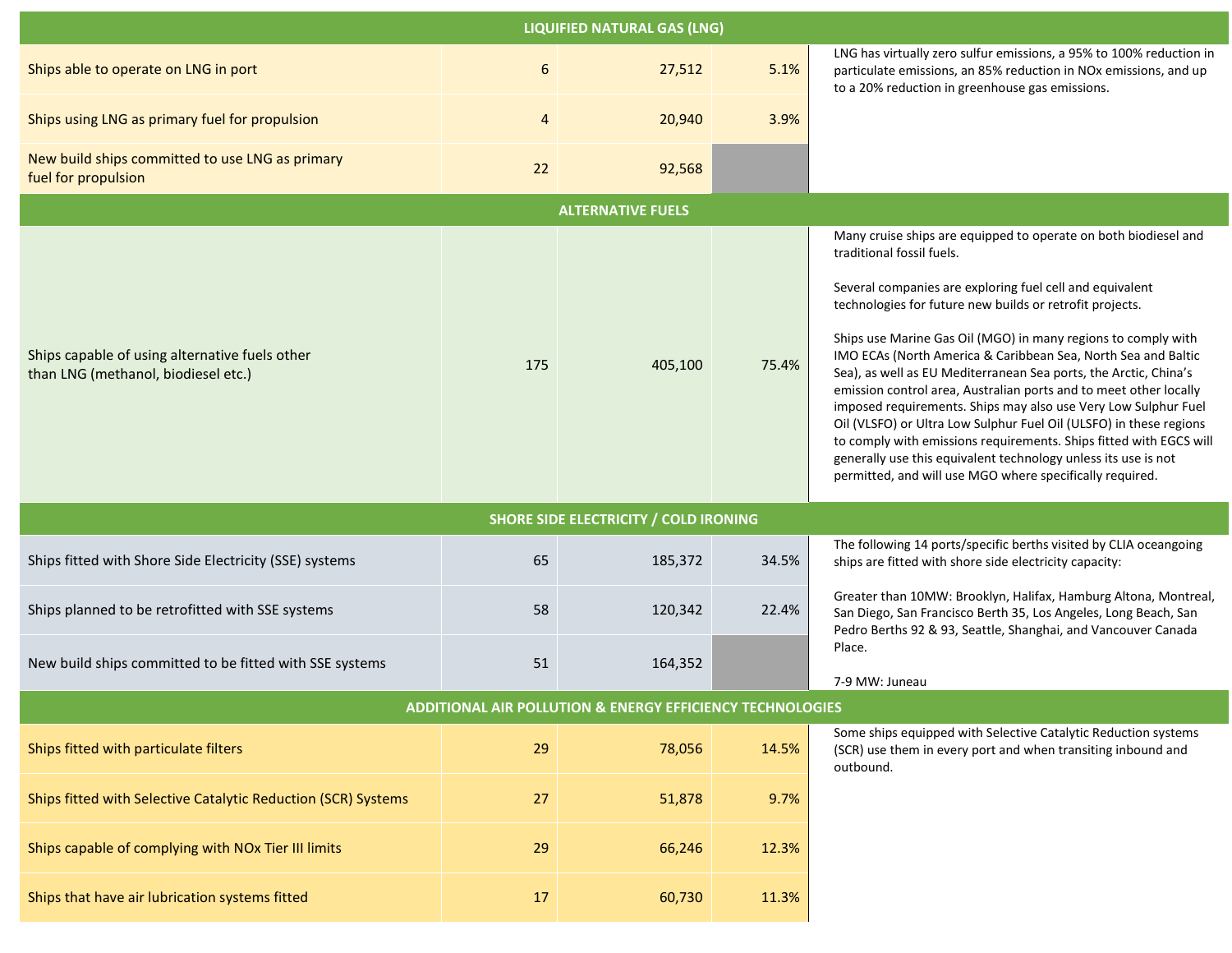| LIQUIFIED NATURAL GAS (LNG) | | | | |
|---|---|---|---|---|
| Ships able to operate on LNG in port | 6 | 27,512 | 5.1% | LNG has virtually zero sulfur emissions, a 95% to 100% reduction in particulate emissions, an 85% reduction in NOx emissions, and up to a 20% reduction in greenhouse gas emissions. |
| Ships using LNG as primary fuel for propulsion | 4 | 20,940 | 3.9% | |
| New build ships committed to use LNG as primary fuel for propulsion | 22 | 92,568 | | |
| **ALTERNATIVE FUELS** | | | | |
| Ships capable of using alternative fuels other than LNG (methanol, biodiesel etc.) | 175 | 405,100 | 75.4% | Many cruise ships are equipped to operate on both biodiesel and traditional fossil fuels.<br><br>Several companies are exploring fuel cell and equivalent technologies for future new builds or retrofit projects.<br><br>Ships use Marine Gas Oil (MGO) in many regions to comply with IMO ECAs (North America & Caribbean Sea, North Sea and Baltic Sea), as well as EU Mediterranean Sea ports, the Arctic, China's emission control area, Australian ports and to meet other locally imposed requirements. Ships may also use Very Low Sulphur Fuel Oil (VLSFO) or Ultra Low Sulphur Fuel Oil (ULSFO) in these regions to comply with emissions requirements. Ships fitted with EGCS will generally use this equivalent technology unless its use is not permitted, and will use MGO where specifically required. |
| **SHORE SIDE ELECTRICITY / COLD IRONING** | | | | |
| Ships fitted with Shore Side Electricity (SSE) systems | 65 | 185,372 | 34.5% | The following 14 ports/specific berths visited by CLIA oceangoing ships are fitted with shore side electricity capacity:<br><br>Greater than 10MW: Brooklyn, Halifax, Hamburg Altona, Montreal, San Diego, San Francisco Berth 35, Los Angeles, Long Beach, San Pedro Berths 92 & 93, Seattle, Shanghai, and Vancouver Canada Place.<br><br>7-9 MW: Juneau |
| Ships planned to be retrofitted with SSE systems | 58 | 120,342 | 22.4% | |
| New build ships committed to be fitted with SSE systems | 51 | 164,352 | | |
| **ADDITIONAL AIR POLLUTION & ENERGY EFFICIENCY TECHNOLOGIES** | | | | |
| Ships fitted with particulate filters | 29 | 78,056 | 14.5% | Some ships equipped with Selective Catalytic Reduction systems (SCR) use them in every port and when transiting inbound and outbound. |
| Ships fitted with Selective Catalytic Reduction (SCR) Systems | 27 | 51,878 | 9.7% | |
| Ships capable of complying with NOx Tier III limits | 29 | 66,246 | 12.3% | |
| Ships that have air lubrication systems fitted | 17 | 60,730 | 11.3% | |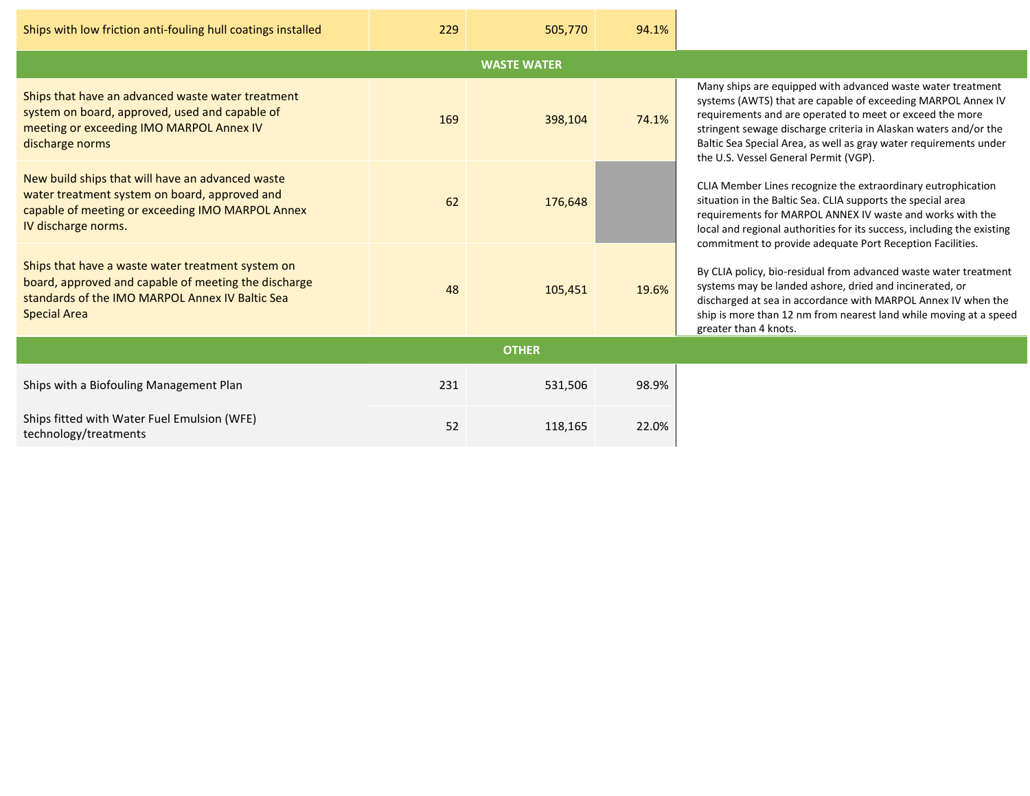| | | | | |
|---|---|---|---|---|
| Ships with low friction anti-fouling hull coatings installed | 229 | 505,770 | 94.1% | |
| **WASTE WATER** | | | | |
| Ships that have an advanced waste water treatment system on board, approved, used and capable of meeting or exceeding IMO MARPOL Annex IV discharge norms | 169 | 398,104 | 74.1% | Many ships are equipped with advanced waste water treatment systems (AWTS) that are capable of exceeding MARPOL Annex IV requirements and are operated to meet or exceed the more stringent sewage discharge criteria in Alaskan waters and/or the Baltic Sea Special Area, as well as gray water requirements under the U.S. Vessel General Permit (VGP). |
| New build ships that will have an advanced waste water treatment system on board, approved and capable of meeting or exceeding IMO MARPOL Annex IV discharge norms. | 62 | 176,648 | | CLIA Member Lines recognize the extraordinary eutrophication situation in the Baltic Sea. CLIA supports the special area requirements for MARPOL ANNEX IV waste and works with the local and regional authorities for its success, including the existing commitment to provide adequate Port Reception Facilities. |
| Ships that have a waste water treatment system on board, approved and capable of meeting the discharge standards of the IMO MARPOL Annex IV Baltic Sea Special Area | 48 | 105,451 | 19.6% | By CLIA policy, bio-residual from advanced waste water treatment systems may be landed ashore, dried and incinerated, or discharged at sea in accordance with MARPOL Annex IV when the ship is more than 12 nm from nearest land while moving at a speed greater than 4 knots. |
| **OTHER** | | | | |
| Ships with a Biofouling Management Plan | 231 | 531,506 | 98.9% | |
| Ships fitted with Water Fuel Emulsion (WFE) technology/treatments | 52 | 118,165 | 22.0% | |